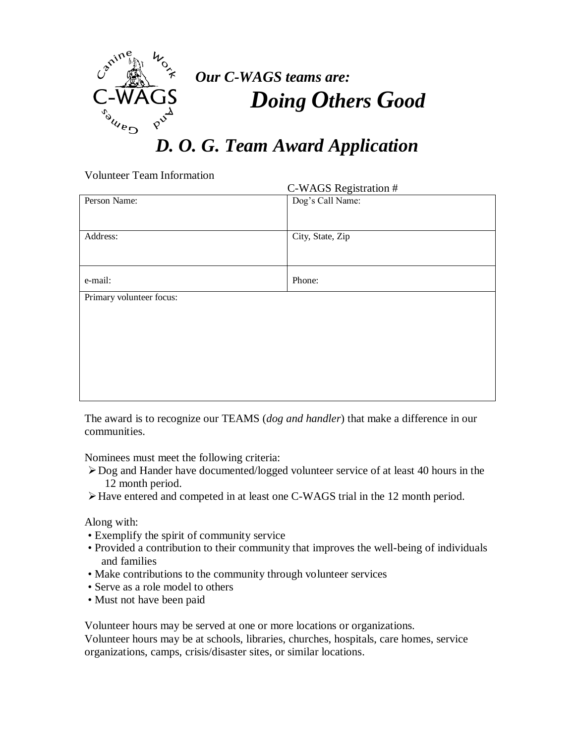*Our C-WAGS teams are:*

***Doing Others Good***

# *D. O. G. Team Award Application*

Volunteer Team Information

C-WAGS Registration #

| Person Name: | Dog's Call Name: |
|---|---|
| Address: | City, State, Zip |
| e-mail: | Phone: |
| Primary volunteer focus: | |

The award is to recognize our TEAMS (*dog and handler*) that make a difference in our communities.

Nominees must meet the following criteria:

- Dog and Hander have documented/logged volunteer service of at least 40 hours in the 12 month period.
- Have entered and competed in at least one C-WAGS trial in the 12 month period.

Along with:

- Exemplify the spirit of community service
- Provided a contribution to their community that improves the well-being of individuals and families
- Make contributions to the community through volunteer services
- Serve as a role model to others
- Must not have been paid

Volunteer hours may be served at one or more locations or organizations.
Volunteer hours may be at schools, libraries, churches, hospitals, care homes, service organizations, camps, crisis/disaster sites, or similar locations.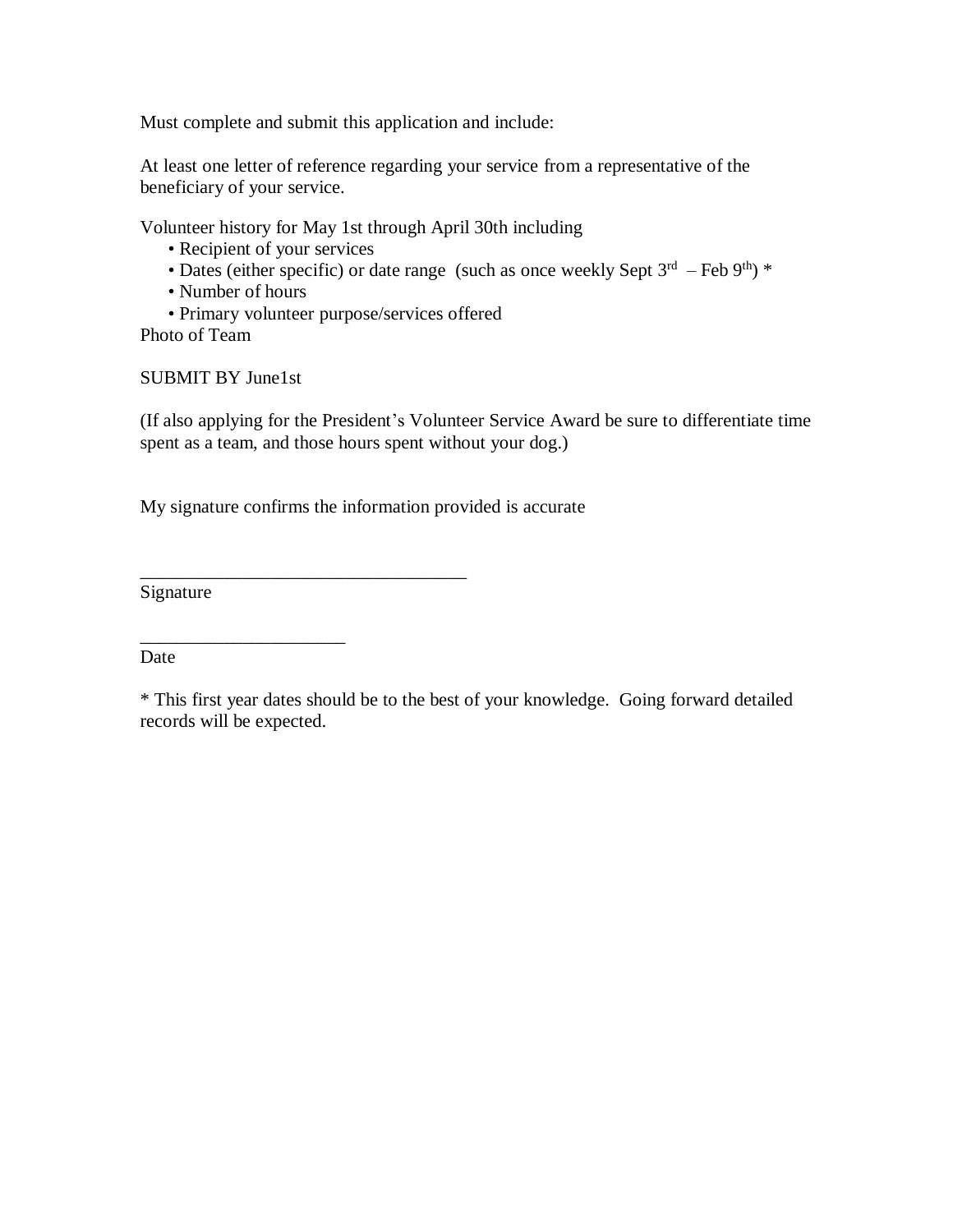Must complete and submit this application and include:

At least one letter of reference regarding your service from a representative of the beneficiary of your service.

Volunteer history for May 1st through April 30th including

- Recipient of your services
- Dates (either specific) or date range (such as once weekly Sept 3rd – Feb 9th) *
- Number of hours
- Primary volunteer purpose/services offered

Photo of Team

SUBMIT BY June1st

(If also applying for the President's Volunteer Service Award be sure to differentiate time spent as a team, and those hours spent without your dog.)

My signature confirms the information provided is accurate

___________________________________
Signature

______________________
Date

* This first year dates should be to the best of your knowledge. Going forward detailed records will be expected.